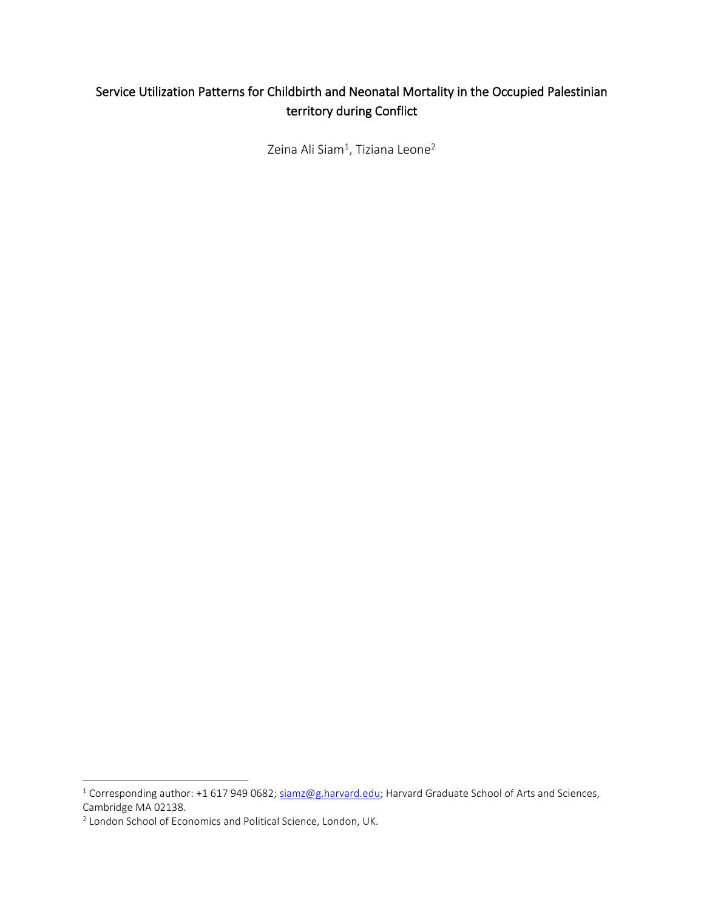# Service Utilization Patterns for Childbirth and Neonatal Mortality in the Occupied Palestinian territory during Conflict

Zeina Ali Siam[1], Tiziana Leone[2]

---

[1] Corresponding author: +1 617 949 0682; siamz@g.harvard.edu; Harvard Graduate School of Arts and Sciences, Cambridge MA 02138.

[2] London School of Economics and Political Science, London, UK.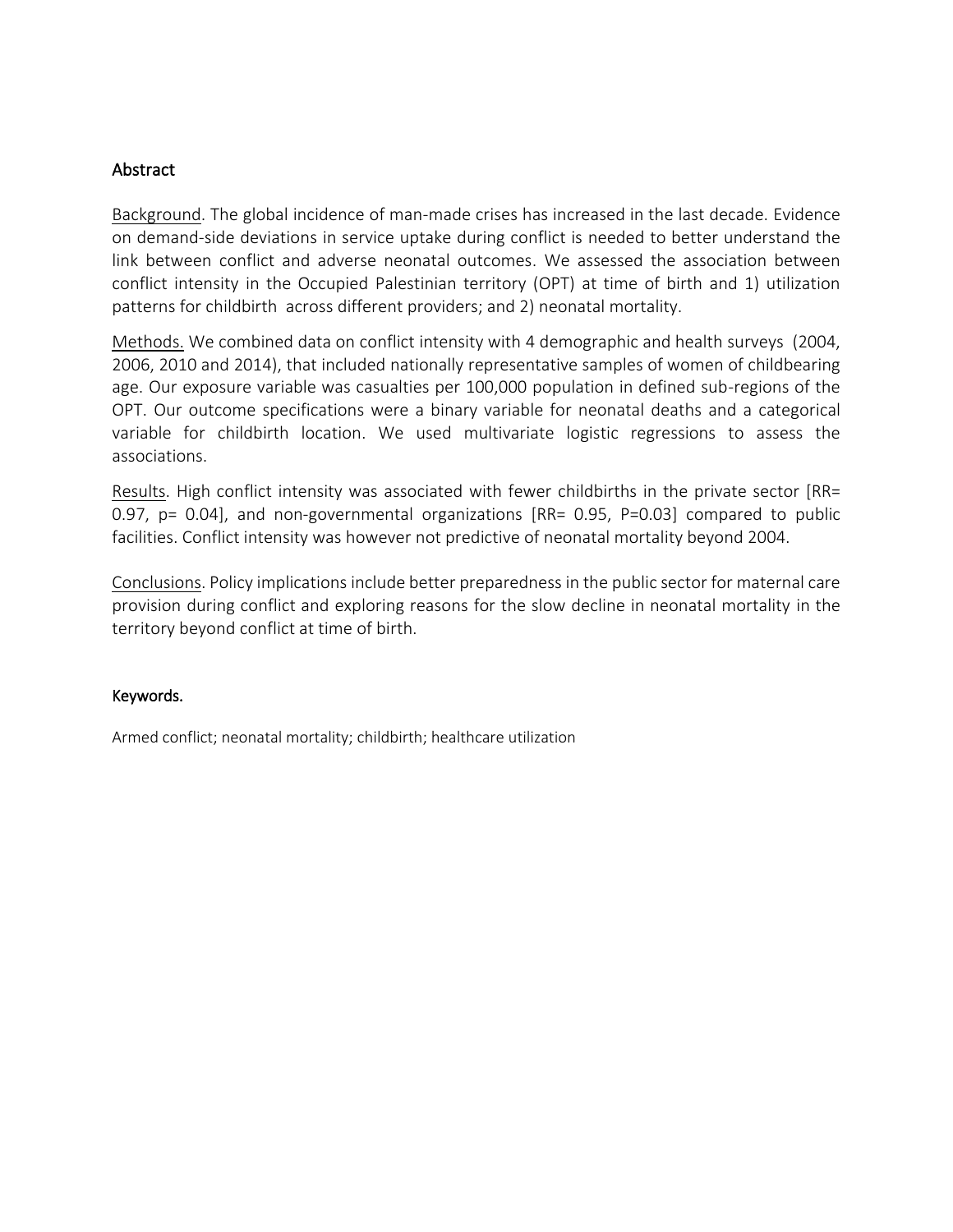## Abstract

Background. The global incidence of man-made crises has increased in the last decade. Evidence on demand-side deviations in service uptake during conflict is needed to better understand the link between conflict and adverse neonatal outcomes. We assessed the association between conflict intensity in the Occupied Palestinian territory (OPT) at time of birth and 1) utilization patterns for childbirth across different providers; and 2) neonatal mortality.

Methods. We combined data on conflict intensity with 4 demographic and health surveys (2004, 2006, 2010 and 2014), that included nationally representative samples of women of childbearing age. Our exposure variable was casualties per 100,000 population in defined sub-regions of the OPT. Our outcome specifications were a binary variable for neonatal deaths and a categorical variable for childbirth location. We used multivariate logistic regressions to assess the associations.

Results. High conflict intensity was associated with fewer childbirths in the private sector [RR= 0.97, p= 0.04], and non-governmental organizations [RR= 0.95, P=0.03] compared to public facilities. Conflict intensity was however not predictive of neonatal mortality beyond 2004.

Conclusions. Policy implications include better preparedness in the public sector for maternal care provision during conflict and exploring reasons for the slow decline in neonatal mortality in the territory beyond conflict at time of birth.

### Keywords.

Armed conflict; neonatal mortality; childbirth; healthcare utilization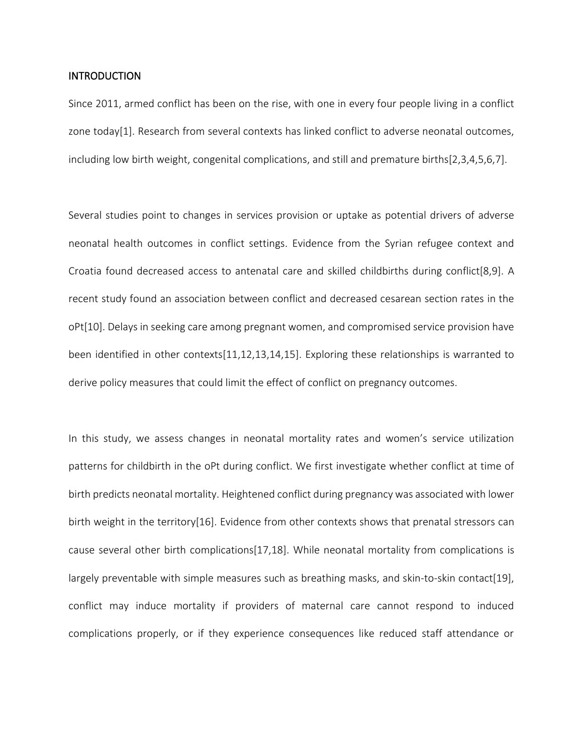## INTRODUCTION

Since 2011, armed conflict has been on the rise, with one in every four people living in a conflict zone today[1]. Research from several contexts has linked conflict to adverse neonatal outcomes, including low birth weight, congenital complications, and still and premature births[2,3,4,5,6,7].

Several studies point to changes in services provision or uptake as potential drivers of adverse neonatal health outcomes in conflict settings. Evidence from the Syrian refugee context and Croatia found decreased access to antenatal care and skilled childbirths during conflict[8,9]. A recent study found an association between conflict and decreased cesarean section rates in the oPt[10]. Delays in seeking care among pregnant women, and compromised service provision have been identified in other contexts[11,12,13,14,15]. Exploring these relationships is warranted to derive policy measures that could limit the effect of conflict on pregnancy outcomes.

In this study, we assess changes in neonatal mortality rates and women's service utilization patterns for childbirth in the oPt during conflict. We first investigate whether conflict at time of birth predicts neonatal mortality. Heightened conflict during pregnancy was associated with lower birth weight in the territory[16]. Evidence from other contexts shows that prenatal stressors can cause several other birth complications[17,18]. While neonatal mortality from complications is largely preventable with simple measures such as breathing masks, and skin-to-skin contact[19], conflict may induce mortality if providers of maternal care cannot respond to induced complications properly, or if they experience consequences like reduced staff attendance or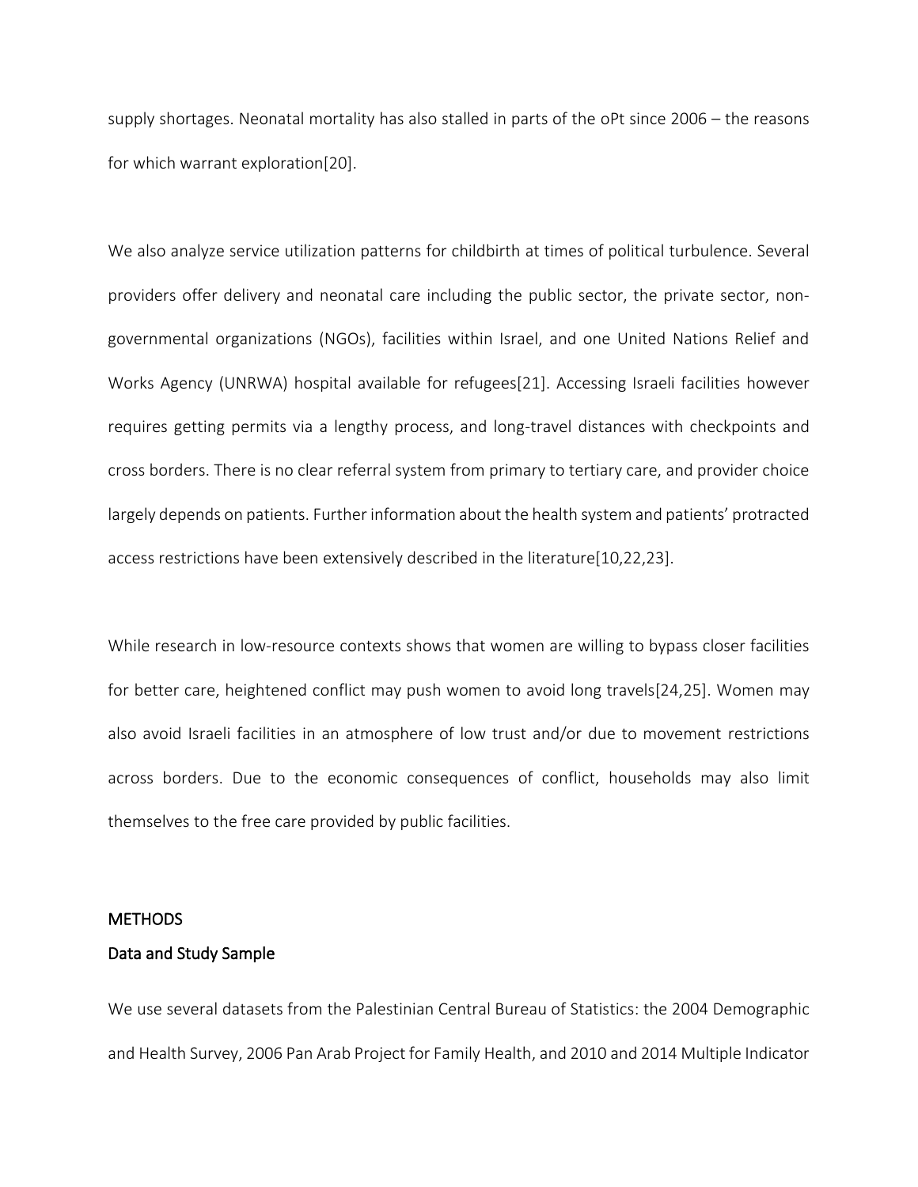supply shortages. Neonatal mortality has also stalled in parts of the oPt since 2006 – the reasons for which warrant exploration[20].

We also analyze service utilization patterns for childbirth at times of political turbulence. Several providers offer delivery and neonatal care including the public sector, the private sector, non-governmental organizations (NGOs), facilities within Israel, and one United Nations Relief and Works Agency (UNRWA) hospital available for refugees[21]. Accessing Israeli facilities however requires getting permits via a lengthy process, and long-travel distances with checkpoints and cross borders. There is no clear referral system from primary to tertiary care, and provider choice largely depends on patients. Further information about the health system and patients' protracted access restrictions have been extensively described in the literature[10,22,23].

While research in low-resource contexts shows that women are willing to bypass closer facilities for better care, heightened conflict may push women to avoid long travels[24,25]. Women may also avoid Israeli facilities in an atmosphere of low trust and/or due to movement restrictions across borders. Due to the economic consequences of conflict, households may also limit themselves to the free care provided by public facilities.

## METHODS

### Data and Study Sample

We use several datasets from the Palestinian Central Bureau of Statistics: the 2004 Demographic and Health Survey, 2006 Pan Arab Project for Family Health, and 2010 and 2014 Multiple Indicator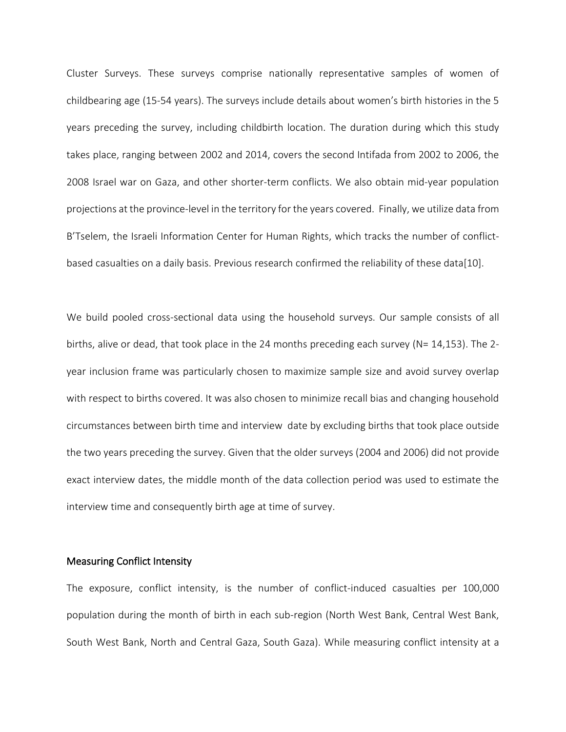Cluster Surveys. These surveys comprise nationally representative samples of women of childbearing age (15-54 years). The surveys include details about women's birth histories in the 5 years preceding the survey, including childbirth location. The duration during which this study takes place, ranging between 2002 and 2014, covers the second Intifada from 2002 to 2006, the 2008 Israel war on Gaza, and other shorter-term conflicts. We also obtain mid-year population projections at the province-level in the territory for the years covered. Finally, we utilize data from B'Tselem, the Israeli Information Center for Human Rights, which tracks the number of conflict-based casualties on a daily basis. Previous research confirmed the reliability of these data[10].

We build pooled cross-sectional data using the household surveys. Our sample consists of all births, alive or dead, that took place in the 24 months preceding each survey (N= 14,153). The 2-year inclusion frame was particularly chosen to maximize sample size and avoid survey overlap with respect to births covered. It was also chosen to minimize recall bias and changing household circumstances between birth time and interview date by excluding births that took place outside the two years preceding the survey. Given that the older surveys (2004 and 2006) did not provide exact interview dates, the middle month of the data collection period was used to estimate the interview time and consequently birth age at time of survey.

### Measuring Conflict Intensity

The exposure, conflict intensity, is the number of conflict-induced casualties per 100,000 population during the month of birth in each sub-region (North West Bank, Central West Bank, South West Bank, North and Central Gaza, South Gaza). While measuring conflict intensity at a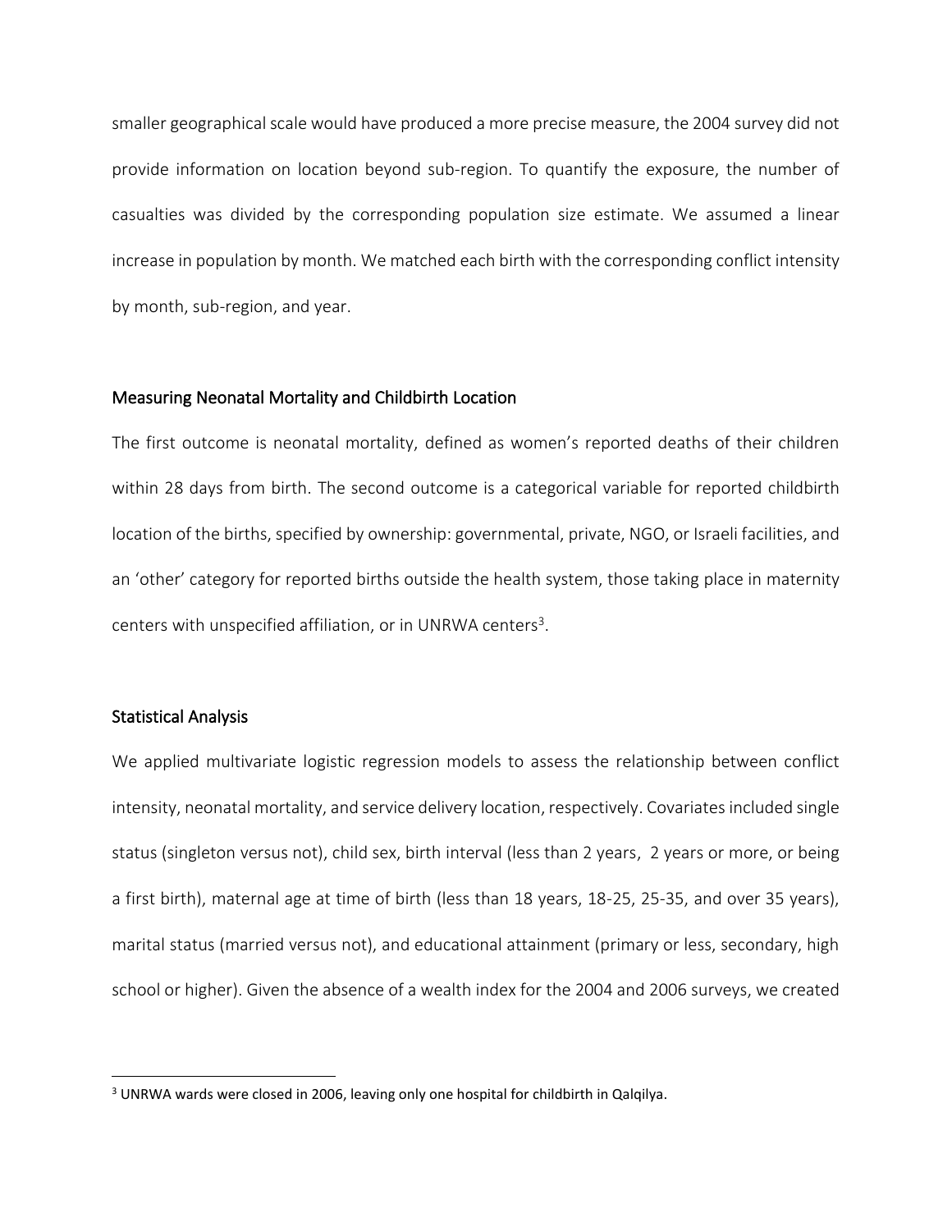smaller geographical scale would have produced a more precise measure, the 2004 survey did not provide information on location beyond sub-region. To quantify the exposure, the number of casualties was divided by the corresponding population size estimate. We assumed a linear increase in population by month. We matched each birth with the corresponding conflict intensity by month, sub-region, and year.

### Measuring Neonatal Mortality and Childbirth Location

The first outcome is neonatal mortality, defined as women's reported deaths of their children within 28 days from birth. The second outcome is a categorical variable for reported childbirth location of the births, specified by ownership: governmental, private, NGO, or Israeli facilities, and an 'other' category for reported births outside the health system, those taking place in maternity centers with unspecified affiliation, or in UNRWA centers[3].

### Statistical Analysis

We applied multivariate logistic regression models to assess the relationship between conflict intensity, neonatal mortality, and service delivery location, respectively. Covariates included single status (singleton versus not), child sex, birth interval (less than 2 years, 2 years or more, or being a first birth), maternal age at time of birth (less than 18 years, 18-25, 25-35, and over 35 years), marital status (married versus not), and educational attainment (primary or less, secondary, high school or higher). Given the absence of a wealth index for the 2004 and 2006 surveys, we created

[3] UNRWA wards were closed in 2006, leaving only one hospital for childbirth in Qalqilya.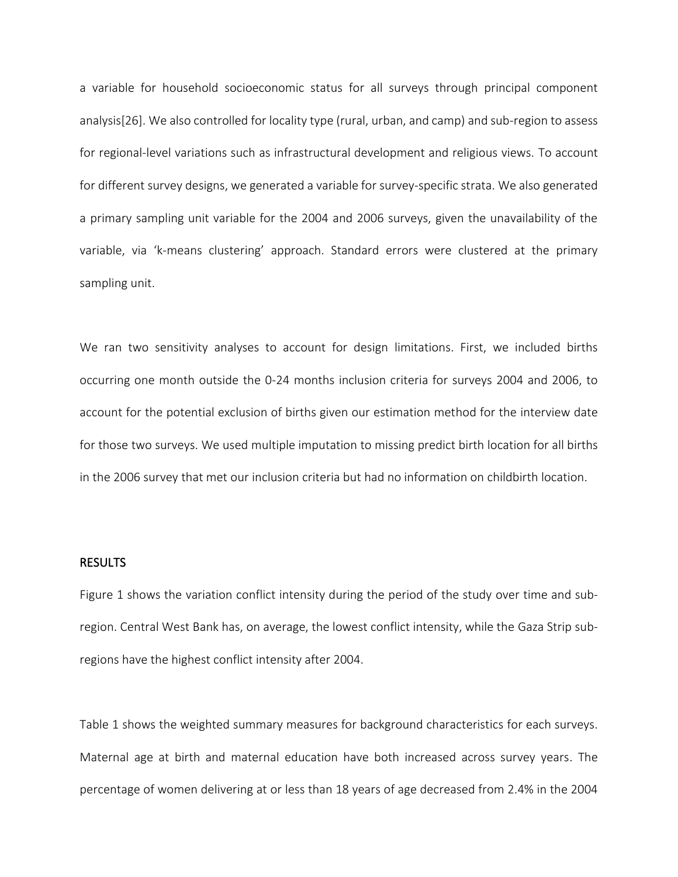a variable for household socioeconomic status for all surveys through principal component analysis[26]. We also controlled for locality type (rural, urban, and camp) and sub-region to assess for regional-level variations such as infrastructural development and religious views. To account for different survey designs, we generated a variable for survey-specific strata. We also generated a primary sampling unit variable for the 2004 and 2006 surveys, given the unavailability of the variable, via 'k-means clustering' approach. Standard errors were clustered at the primary sampling unit.

We ran two sensitivity analyses to account for design limitations. First, we included births occurring one month outside the 0-24 months inclusion criteria for surveys 2004 and 2006, to account for the potential exclusion of births given our estimation method for the interview date for those two surveys. We used multiple imputation to missing predict birth location for all births in the 2006 survey that met our inclusion criteria but had no information on childbirth location.

## RESULTS

Figure 1 shows the variation conflict intensity during the period of the study over time and sub-region. Central West Bank has, on average, the lowest conflict intensity, while the Gaza Strip sub-regions have the highest conflict intensity after 2004.

Table 1 shows the weighted summary measures for background characteristics for each surveys. Maternal age at birth and maternal education have both increased across survey years. The percentage of women delivering at or less than 18 years of age decreased from 2.4% in the 2004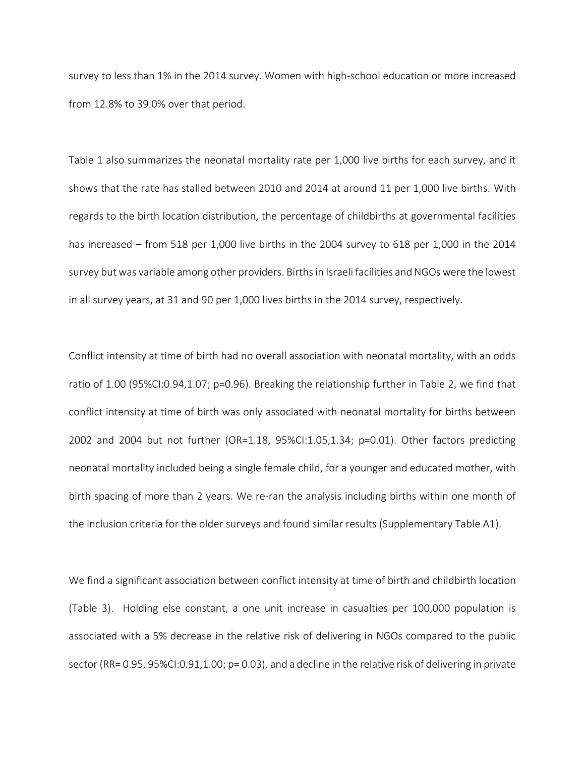survey to less than 1% in the 2014 survey. Women with high-school education or more increased from 12.8% to 39.0% over that period.

Table 1 also summarizes the neonatal mortality rate per 1,000 live births for each survey, and it shows that the rate has stalled between 2010 and 2014 at around 11 per 1,000 live births. With regards to the birth location distribution, the percentage of childbirths at governmental facilities has increased – from 518 per 1,000 live births in the 2004 survey to 618 per 1,000 in the 2014 survey but was variable among other providers. Births in Israeli facilities and NGOs were the lowest in all survey years, at 31 and 90 per 1,000 lives births in the 2014 survey, respectively.

Conflict intensity at time of birth had no overall association with neonatal mortality, with an odds ratio of 1.00 (95%CI:0.94,1.07; p=0.96). Breaking the relationship further in Table 2, we find that conflict intensity at time of birth was only associated with neonatal mortality for births between 2002 and 2004 but not further (OR=1.18, 95%CI:1.05,1.34; p=0.01). Other factors predicting neonatal mortality included being a single female child, for a younger and educated mother, with birth spacing of more than 2 years. We re-ran the analysis including births within one month of the inclusion criteria for the older surveys and found similar results (Supplementary Table A1).

We find a significant association between conflict intensity at time of birth and childbirth location (Table 3). Holding else constant, a one unit increase in casualties per 100,000 population is associated with a 5% decrease in the relative risk of delivering in NGOs compared to the public sector (RR= 0.95, 95%CI:0.91,1.00; p= 0.03), and a decline in the relative risk of delivering in private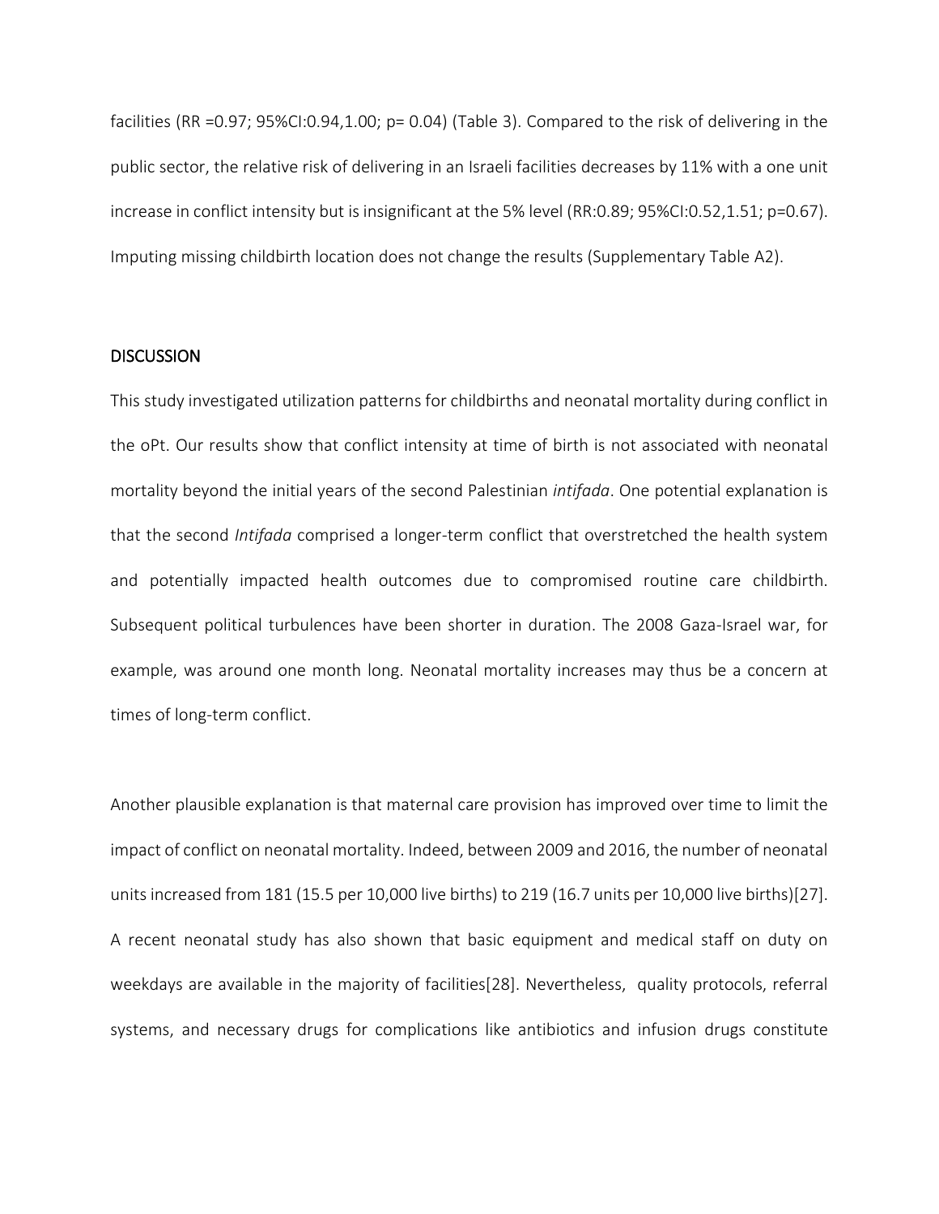facilities (RR =0.97; 95%CI:0.94,1.00; p= 0.04) (Table 3). Compared to the risk of delivering in the public sector, the relative risk of delivering in an Israeli facilities decreases by 11% with a one unit increase in conflict intensity but is insignificant at the 5% level (RR:0.89; 95%CI:0.52,1.51; p=0.67). Imputing missing childbirth location does not change the results (Supplementary Table A2).

## DISCUSSION

This study investigated utilization patterns for childbirths and neonatal mortality during conflict in the oPt. Our results show that conflict intensity at time of birth is not associated with neonatal mortality beyond the initial years of the second Palestinian *intifada*. One potential explanation is that the second *Intifada* comprised a longer-term conflict that overstretched the health system and potentially impacted health outcomes due to compromised routine care childbirth. Subsequent political turbulences have been shorter in duration. The 2008 Gaza-Israel war, for example, was around one month long. Neonatal mortality increases may thus be a concern at times of long-term conflict.

Another plausible explanation is that maternal care provision has improved over time to limit the impact of conflict on neonatal mortality. Indeed, between 2009 and 2016, the number of neonatal units increased from 181 (15.5 per 10,000 live births) to 219 (16.7 units per 10,000 live births)[27]. A recent neonatal study has also shown that basic equipment and medical staff on duty on weekdays are available in the majority of facilities[28]. Nevertheless, quality protocols, referral systems, and necessary drugs for complications like antibiotics and infusion drugs constitute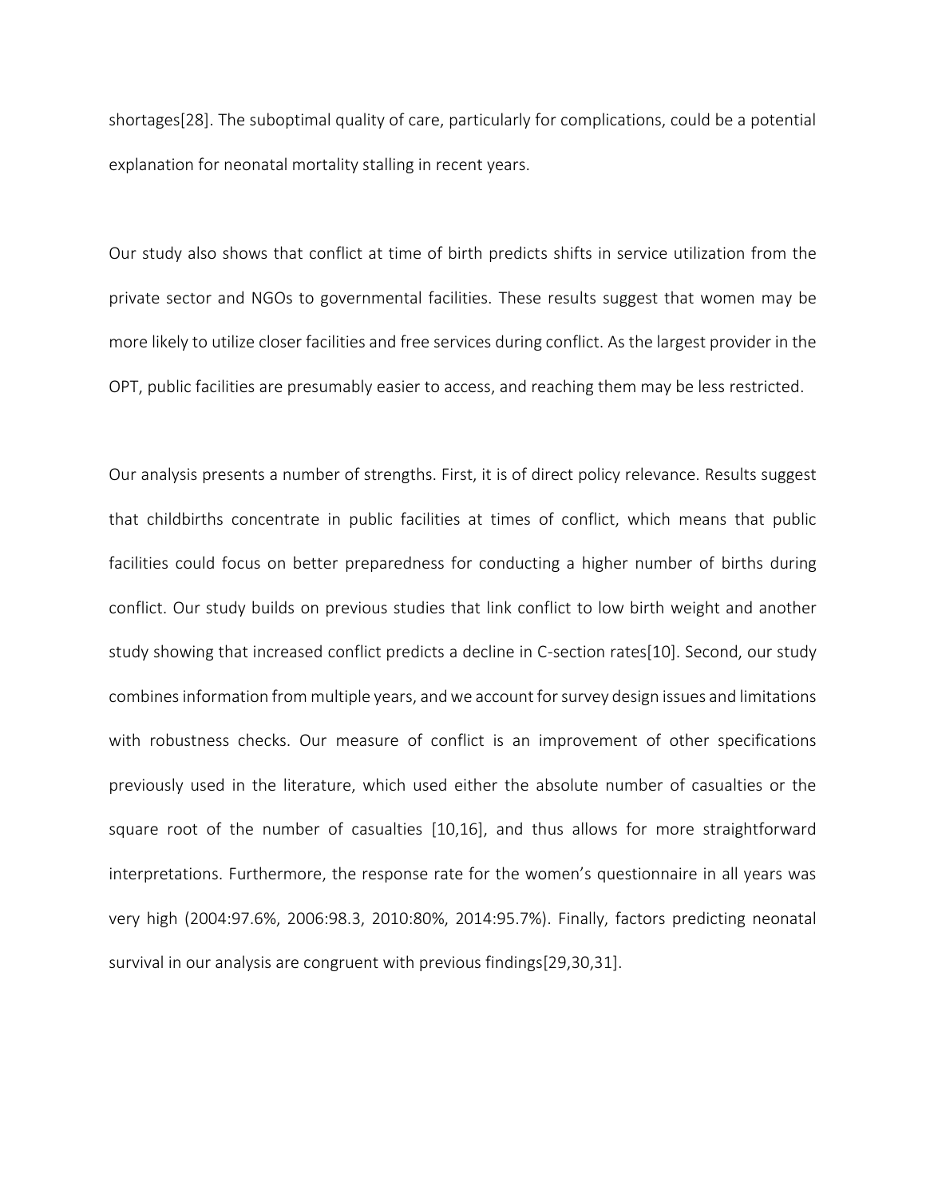shortages[28]. The suboptimal quality of care, particularly for complications, could be a potential explanation for neonatal mortality stalling in recent years.

Our study also shows that conflict at time of birth predicts shifts in service utilization from the private sector and NGOs to governmental facilities. These results suggest that women may be more likely to utilize closer facilities and free services during conflict. As the largest provider in the OPT, public facilities are presumably easier to access, and reaching them may be less restricted.

Our analysis presents a number of strengths. First, it is of direct policy relevance. Results suggest that childbirths concentrate in public facilities at times of conflict, which means that public facilities could focus on better preparedness for conducting a higher number of births during conflict. Our study builds on previous studies that link conflict to low birth weight and another study showing that increased conflict predicts a decline in C-section rates[10]. Second, our study combines information from multiple years, and we account for survey design issues and limitations with robustness checks. Our measure of conflict is an improvement of other specifications previously used in the literature, which used either the absolute number of casualties or the square root of the number of casualties [10,16], and thus allows for more straightforward interpretations. Furthermore, the response rate for the women's questionnaire in all years was very high (2004:97.6%, 2006:98.3, 2010:80%, 2014:95.7%). Finally, factors predicting neonatal survival in our analysis are congruent with previous findings[29,30,31].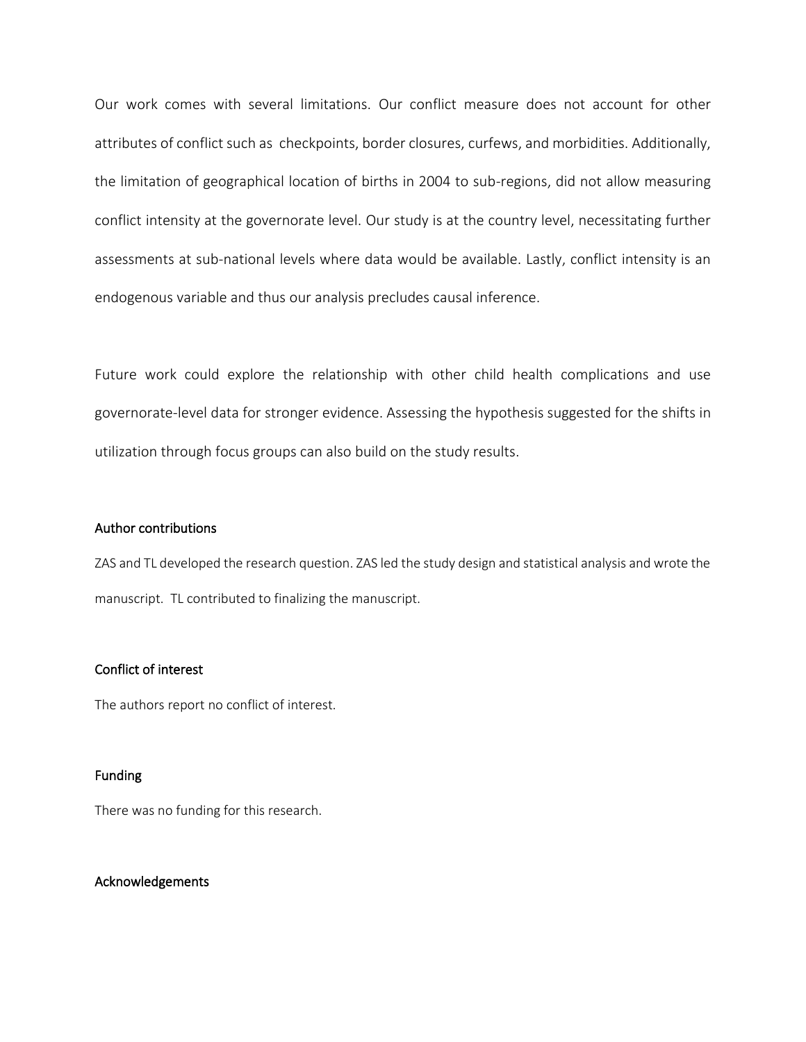Our work comes with several limitations. Our conflict measure does not account for other attributes of conflict such as checkpoints, border closures, curfews, and morbidities. Additionally, the limitation of geographical location of births in 2004 to sub-regions, did not allow measuring conflict intensity at the governorate level. Our study is at the country level, necessitating further assessments at sub-national levels where data would be available. Lastly, conflict intensity is an endogenous variable and thus our analysis precludes causal inference.

Future work could explore the relationship with other child health complications and use governorate-level data for stronger evidence. Assessing the hypothesis suggested for the shifts in utilization through focus groups can also build on the study results.

### Author contributions

ZAS and TL developed the research question. ZAS led the study design and statistical analysis and wrote the manuscript. TL contributed to finalizing the manuscript.

### Conflict of interest

The authors report no conflict of interest.

### Funding

There was no funding for this research.

### Acknowledgements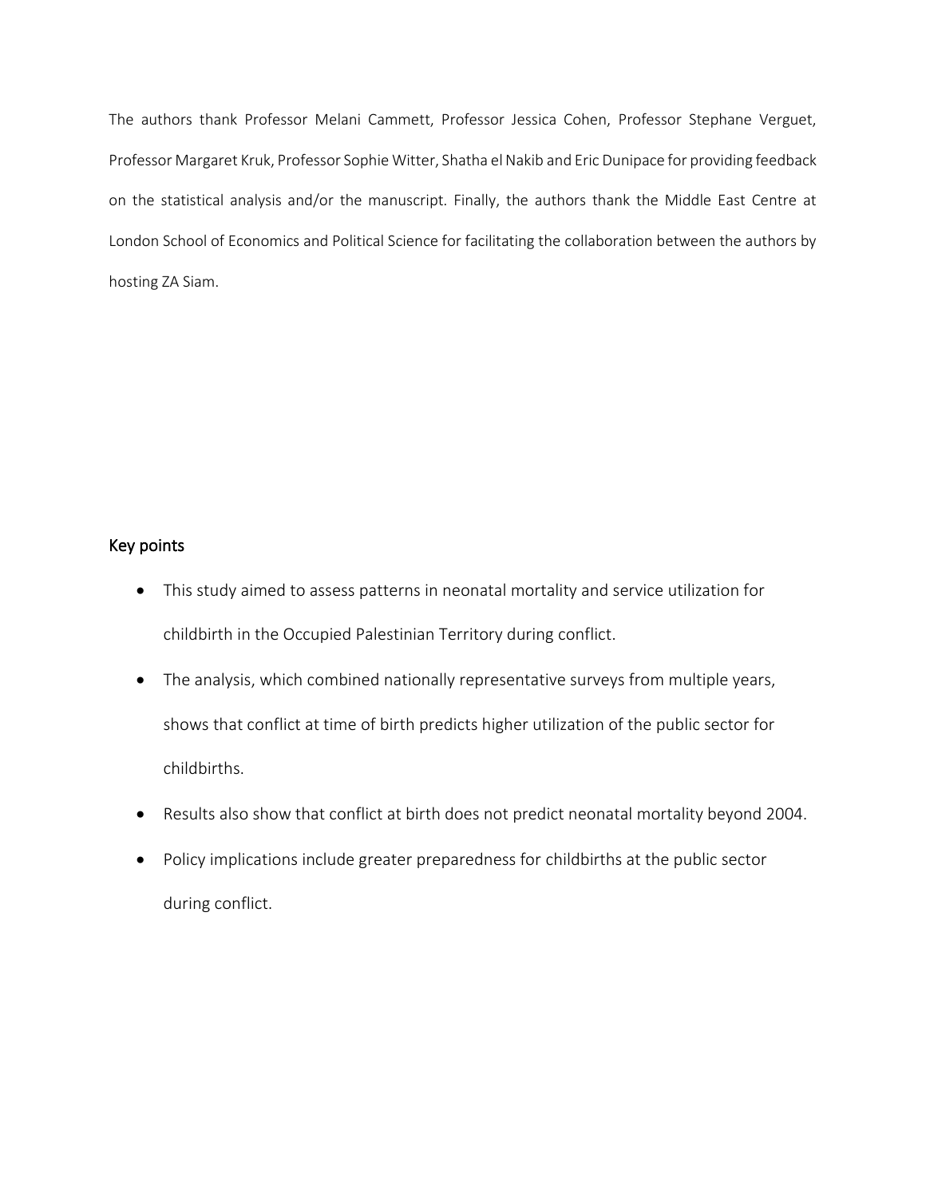The authors thank Professor Melani Cammett, Professor Jessica Cohen, Professor Stephane Verguet, Professor Margaret Kruk, Professor Sophie Witter, Shatha el Nakib and Eric Dunipace for providing feedback on the statistical analysis and/or the manuscript. Finally, the authors thank the Middle East Centre at London School of Economics and Political Science for facilitating the collaboration between the authors by hosting ZA Siam.

## Key points

- This study aimed to assess patterns in neonatal mortality and service utilization for childbirth in the Occupied Palestinian Territory during conflict.
- The analysis, which combined nationally representative surveys from multiple years, shows that conflict at time of birth predicts higher utilization of the public sector for childbirths.
- Results also show that conflict at birth does not predict neonatal mortality beyond 2004.
- Policy implications include greater preparedness for childbirths at the public sector during conflict.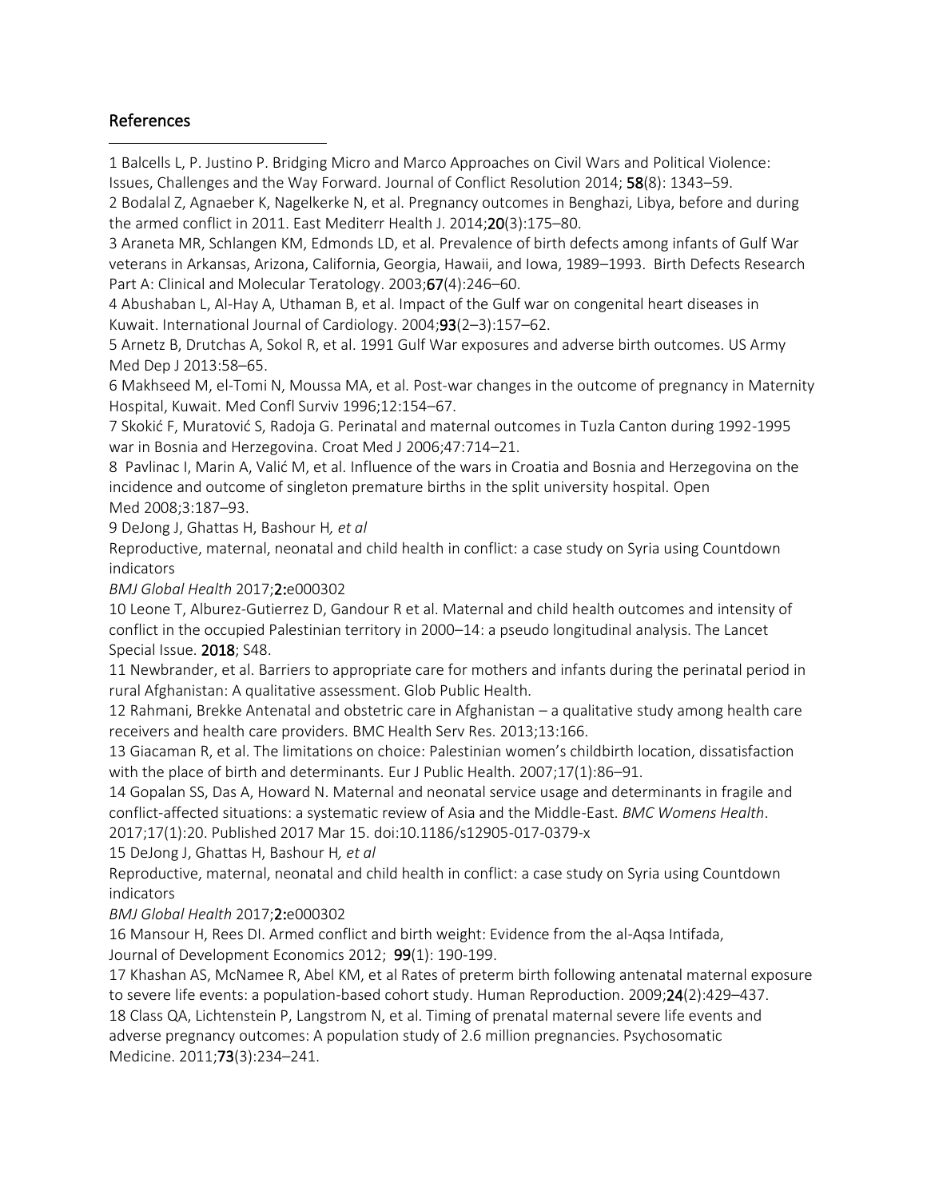## References

1 Balcells L, P. Justino P. Bridging Micro and Marco Approaches on Civil Wars and Political Violence: Issues, Challenges and the Way Forward. Journal of Conflict Resolution 2014; **58**(8): 1343–59.

2 Bodalal Z, Agnaeber K, Nagelkerke N, et al. Pregnancy outcomes in Benghazi, Libya, before and during the armed conflict in 2011. East Mediterr Health J. 2014;**20**(3):175–80.

3 Araneta MR, Schlangen KM, Edmonds LD, et al. Prevalence of birth defects among infants of Gulf War veterans in Arkansas, Arizona, California, Georgia, Hawaii, and Iowa, 1989–1993. Birth Defects Research Part A: Clinical and Molecular Teratology. 2003;**67**(4):246–60.

4 Abushaban L, Al-Hay A, Uthaman B, et al. Impact of the Gulf war on congenital heart diseases in Kuwait. International Journal of Cardiology. 2004;**93**(2–3):157–62.

5 Arnetz B, Drutchas A, Sokol R, et al. 1991 Gulf War exposures and adverse birth outcomes. US Army Med Dep J 2013:58–65.

6 Makhseed M, el-Tomi N, Moussa MA, et al. Post-war changes in the outcome of pregnancy in Maternity Hospital, Kuwait. Med Confl Surviv 1996;12:154–67.

7 Skokić F, Muratović S, Radoja G. Perinatal and maternal outcomes in Tuzla Canton during 1992-1995 war in Bosnia and Herzegovina. Croat Med J 2006;47:714–21.

8 Pavlinac I, Marin A, Valić M, et al. Influence of the wars in Croatia and Bosnia and Herzegovina on the incidence and outcome of singleton premature births in the split university hospital. Open Med 2008;3:187–93.

9 DeJong J, Ghattas H, Bashour H*, et al*
Reproductive, maternal, neonatal and child health in conflict: a case study on Syria using Countdown indicators
*BMJ Global Health* 2017;**2:**e000302

10 Leone T, Alburez-Gutierrez D, Gandour R et al. Maternal and child health outcomes and intensity of conflict in the occupied Palestinian territory in 2000–14: a pseudo longitudinal analysis. The Lancet Special Issue. **2018**; S48.

11 Newbrander, et al. Barriers to appropriate care for mothers and infants during the perinatal period in rural Afghanistan: A qualitative assessment. Glob Public Health.

12 Rahmani, Brekke Antenatal and obstetric care in Afghanistan – a qualitative study among health care receivers and health care providers. BMC Health Serv Res. 2013;13:166.

13 Giacaman R, et al. The limitations on choice: Palestinian women's childbirth location, dissatisfaction with the place of birth and determinants. Eur J Public Health. 2007;17(1):86–91.

14 Gopalan SS, Das A, Howard N. Maternal and neonatal service usage and determinants in fragile and conflict-affected situations: a systematic review of Asia and the Middle-East. *BMC Womens Health*. 2017;17(1):20. Published 2017 Mar 15. doi:10.1186/s12905-017-0379-x

15 DeJong J, Ghattas H, Bashour H*, et al*
Reproductive, maternal, neonatal and child health in conflict: a case study on Syria using Countdown indicators
*BMJ Global Health* 2017;**2:**e000302

16 Mansour H, Rees DI. Armed conflict and birth weight: Evidence from the al-Aqsa Intifada, Journal of Development Economics 2012; **99**(1): 190-199.

17 Khashan AS, McNamee R, Abel KM, et al Rates of preterm birth following antenatal maternal exposure to severe life events: a population-based cohort study. Human Reproduction. 2009;**24**(2):429–437.

18 Class QA, Lichtenstein P, Langstrom N, et al. Timing of prenatal maternal severe life events and adverse pregnancy outcomes: A population study of 2.6 million pregnancies. Psychosomatic Medicine. 2011;**73**(3):234–241.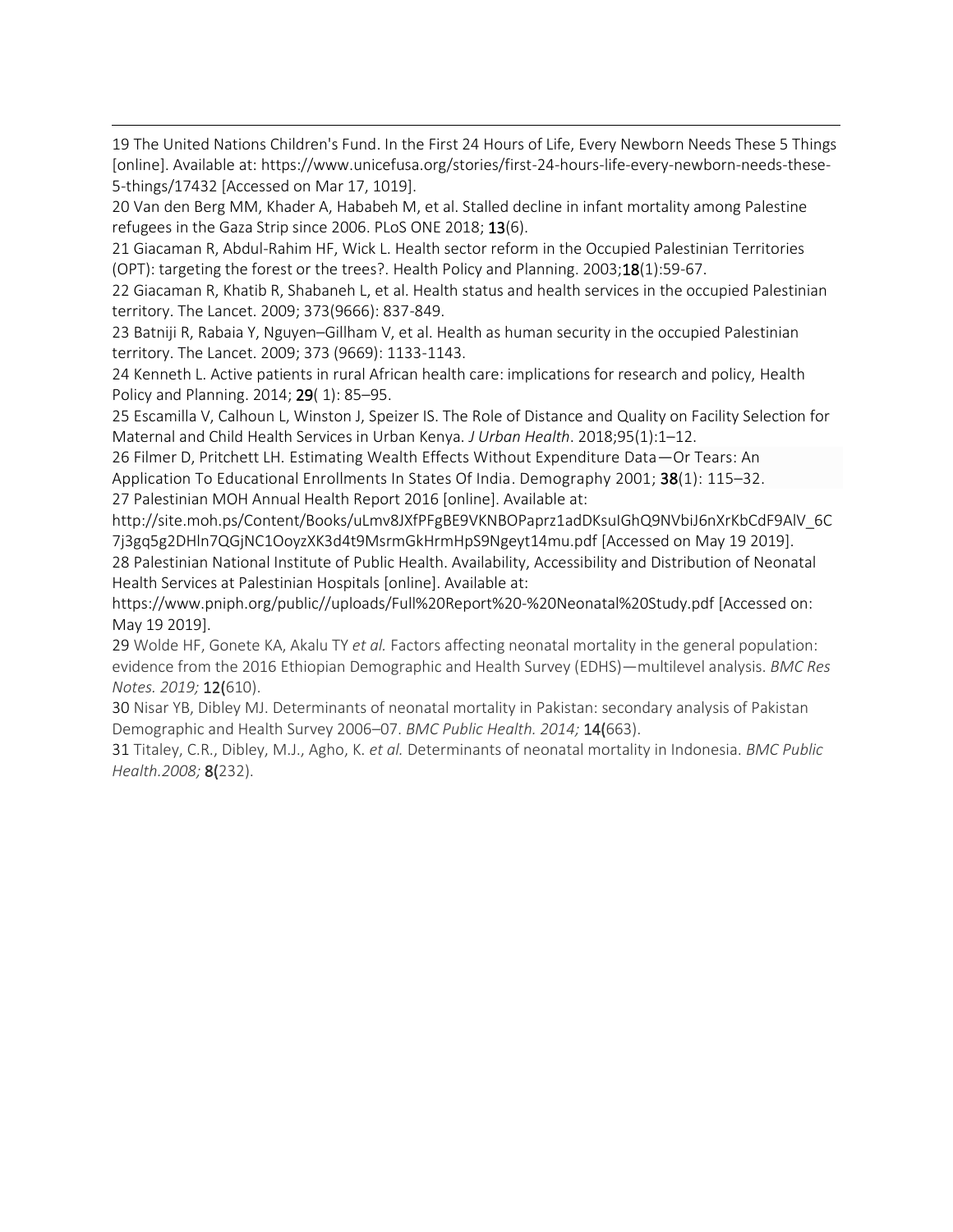19 The United Nations Children's Fund. In the First 24 Hours of Life, Every Newborn Needs These 5 Things [online]. Available at: https://www.unicefusa.org/stories/first-24-hours-life-every-newborn-needs-these-5-things/17432 [Accessed on Mar 17, 1019].

20 Van den Berg MM, Khader A, Hababeh M, et al. Stalled decline in infant mortality among Palestine refugees in the Gaza Strip since 2006. PLoS ONE 2018; **13**(6).

21 Giacaman R, Abdul-Rahim HF, Wick L. Health sector reform in the Occupied Palestinian Territories (OPT): targeting the forest or the trees?. Health Policy and Planning. 2003;**18**(1):59-67.

22 Giacaman R, Khatib R, Shabaneh L, et al. Health status and health services in the occupied Palestinian territory. The Lancet. 2009; 373(9666): 837-849.

23 Batniji R, Rabaia Y, Nguyen–Gillham V, et al. Health as human security in the occupied Palestinian territory. The Lancet. 2009; 373 (9669): 1133-1143.

24 Kenneth L. Active patients in rural African health care: implications for research and policy, Health Policy and Planning. 2014; **29**( 1): 85–95.

25 Escamilla V, Calhoun L, Winston J, Speizer IS. The Role of Distance and Quality on Facility Selection for Maternal and Child Health Services in Urban Kenya. *J Urban Health*. 2018;95(1):1–12.

26 Filmer D, Pritchett LH. Estimating Wealth Effects Without Expenditure Data—Or Tears: An Application To Educational Enrollments In States Of India. Demography 2001; **38**(1): 115–32.

27 Palestinian MOH Annual Health Report 2016 [online]. Available at: http://site.moh.ps/Content/Books/uLmv8JXfPFgBE9VKNBOPaprz1adDKsuIGhQ9NVbiJ6nXrKbCdF9AlV_6C7j3gq5g2DHln7QGjNC1OoyzXK3d4t9MsrmGkHrmHpS9Ngeyt14mu.pdf [Accessed on May 19 2019].

28 Palestinian National Institute of Public Health. Availability, Accessibility and Distribution of Neonatal Health Services at Palestinian Hospitals [online]. Available at: https://www.pniph.org/public//uploads/Full%20Report%20-%20Neonatal%20Study.pdf [Accessed on: May 19 2019].

29 Wolde HF, Gonete KA, Akalu TY *et al.* Factors affecting neonatal mortality in the general population: evidence from the 2016 Ethiopian Demographic and Health Survey (EDHS)—multilevel analysis. *BMC Res Notes. 2019;* **12(**610).

30 Nisar YB, Dibley MJ. Determinants of neonatal mortality in Pakistan: secondary analysis of Pakistan Demographic and Health Survey 2006–07. *BMC Public Health. 2014;* **14(**663).

31 Titaley, C.R., Dibley, M.J., Agho, K. *et al.* Determinants of neonatal mortality in Indonesia. *BMC Public Health.2008;* **8(**232).